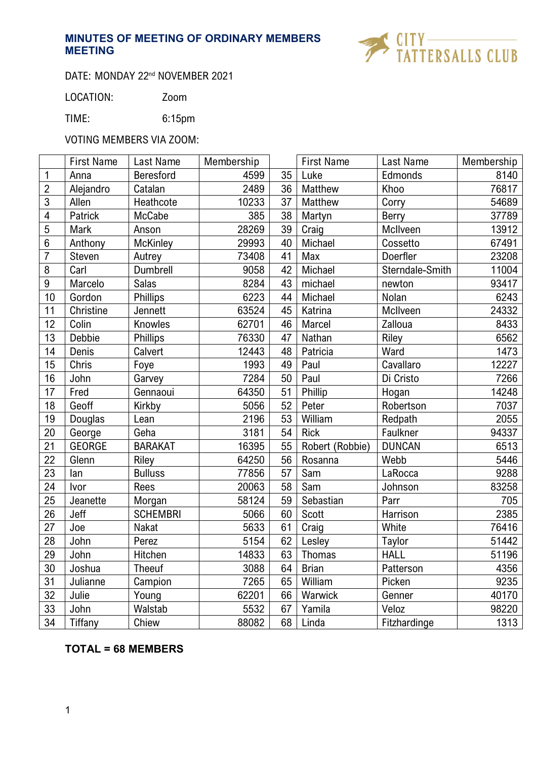## MINUTES OF MEETING OF ORDINARY MEMBERS MEETING

CITY TATTERSALLS CLUB

DATE: MONDAY 22nd NOVEMBER 2021

LOCATION: Zoom

TIME: 6:15pm

VOTING MEMBERS VIA ZOOM:

| | First Name | Last Name | Membership | | First Name | Last Name | Membership |
|---|---|---|---|---|---|---|---|
| 1 | Anna | Beresford | 4599 | 35 | Luke | Edmonds | 8140 |
| 2 | Alejandro | Catalan | 2489 | 36 | Matthew | Khoo | 76817 |
| 3 | Allen | Heathcote | 10233 | 37 | Matthew | Corry | 54689 |
| 4 | Patrick | McCabe | 385 | 38 | Martyn | Berry | 37789 |
| 5 | Mark | Anson | 28269 | 39 | Craig | McIlveen | 13912 |
| 6 | Anthony | McKinley | 29993 | 40 | Michael | Cossetto | 67491 |
| 7 | Steven | Autrey | 73408 | 41 | Max | Doerfler | 23208 |
| 8 | Carl | Dumbrell | 9058 | 42 | Michael | Sterndale-Smith | 11004 |
| 9 | Marcelo | Salas | 8284 | 43 | michael | newton | 93417 |
| 10 | Gordon | Phillips | 6223 | 44 | Michael | Nolan | 6243 |
| 11 | Christine | Jennett | 63524 | 45 | Katrina | McIlveen | 24332 |
| 12 | Colin | Knowles | 62701 | 46 | Marcel | Zalloua | 8433 |
| 13 | Debbie | Phillips | 76330 | 47 | Nathan | Riley | 6562 |
| 14 | Denis | Calvert | 12443 | 48 | Patricia | Ward | 1473 |
| 15 | Chris | Foye | 1993 | 49 | Paul | Cavallaro | 12227 |
| 16 | John | Garvey | 7284 | 50 | Paul | Di Cristo | 7266 |
| 17 | Fred | Gennaoui | 64350 | 51 | Phillip | Hogan | 14248 |
| 18 | Geoff | Kirkby | 5056 | 52 | Peter | Robertson | 7037 |
| 19 | Douglas | Lean | 2196 | 53 | William | Redpath | 2055 |
| 20 | George | Geha | 3181 | 54 | Rick | Faulkner | 94337 |
| 21 | GEORGE | BARAKAT | 16395 | 55 | Robert (Robbie) | DUNCAN | 6513 |
| 22 | Glenn | Riley | 64250 | 56 | Rosanna | Webb | 5446 |
| 23 | Ian | Bulluss | 77856 | 57 | Sam | LaRocca | 9288 |
| 24 | Ivor | Rees | 20063 | 58 | Sam | Johnson | 83258 |
| 25 | Jeanette | Morgan | 58124 | 59 | Sebastian | Parr | 705 |
| 26 | Jeff | SCHEMBRI | 5066 | 60 | Scott | Harrison | 2385 |
| 27 | Joe | Nakat | 5633 | 61 | Craig | White | 76416 |
| 28 | John | Perez | 5154 | 62 | Lesley | Taylor | 51442 |
| 29 | John | Hitchen | 14833 | 63 | Thomas | HALL | 51196 |
| 30 | Joshua | Theeuf | 3088 | 64 | Brian | Patterson | 4356 |
| 31 | Julianne | Campion | 7265 | 65 | William | Picken | 9235 |
| 32 | Julie | Young | 62201 | 66 | Warwick | Genner | 40170 |
| 33 | John | Walstab | 5532 | 67 | Yamila | Veloz | 98220 |
| 34 | Tiffany | Chiew | 88082 | 68 | Linda | Fitzhardinge | 1313 |

**TOTAL = 68 MEMBERS**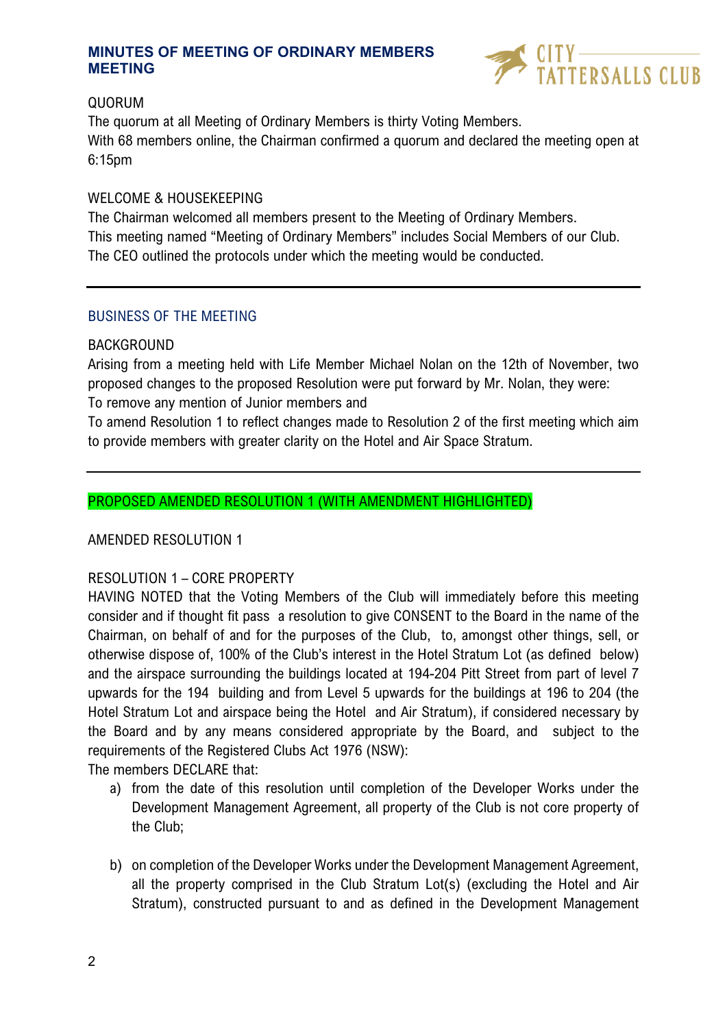QUORUM

The quorum at all Meeting of Ordinary Members is thirty Voting Members.
With 68 members online, the Chairman confirmed a quorum and declared the meeting open at 6:15pm

WELCOME & HOUSEKEEPING

The Chairman welcomed all members present to the Meeting of Ordinary Members.
This meeting named "Meeting of Ordinary Members" includes Social Members of our Club.
The CEO outlined the protocols under which the meeting would be conducted.

---

## BUSINESS OF THE MEETING

BACKGROUND

Arising from a meeting held with Life Member Michael Nolan on the 12th of November, two proposed changes to the proposed Resolution were put forward by Mr. Nolan, they were:
To remove any mention of Junior members and
To amend Resolution 1 to reflect changes made to Resolution 2 of the first meeting which aim to provide members with greater clarity on the Hotel and Air Space Stratum.

---

PROPOSED AMENDED RESOLUTION 1 (WITH AMENDMENT HIGHLIGHTED)

AMENDED RESOLUTION 1

RESOLUTION 1 – CORE PROPERTY

HAVING NOTED that the Voting Members of the Club will immediately before this meeting consider and if thought fit pass a resolution to give CONSENT to the Board in the name of the Chairman, on behalf of and for the purposes of the Club, to, amongst other things, sell, or otherwise dispose of, 100% of the Club's interest in the Hotel Stratum Lot (as defined below) and the airspace surrounding the buildings located at 194-204 Pitt Street from part of level 7 upwards for the 194 building and from Level 5 upwards for the buildings at 196 to 204 (the Hotel Stratum Lot and airspace being the Hotel and Air Stratum), if considered necessary by the Board and by any means considered appropriate by the Board, and subject to the requirements of the Registered Clubs Act 1976 (NSW):
The members DECLARE that:

a) from the date of this resolution until completion of the Developer Works under the Development Management Agreement, all property of the Club is not core property of the Club;

b) on completion of the Developer Works under the Development Management Agreement, all the property comprised in the Club Stratum Lot(s) (excluding the Hotel and Air Stratum), constructed pursuant to and as defined in the Development Management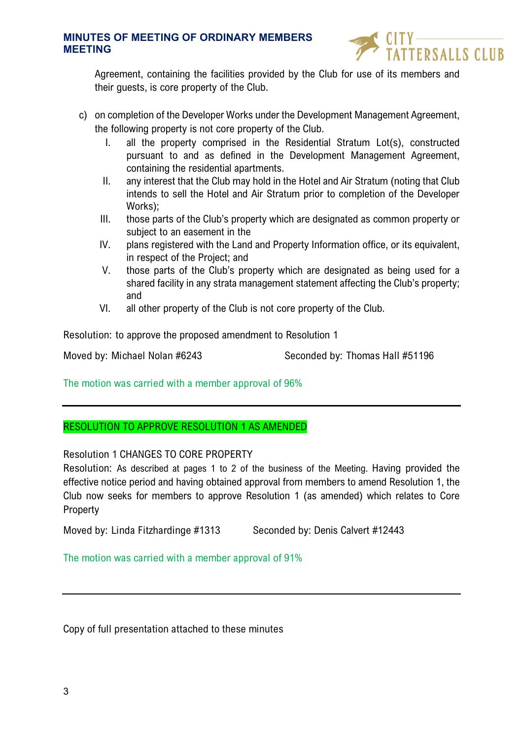Agreement, containing the facilities provided by the Club for use of its members and their guests, is core property of the Club.

c) on completion of the Developer Works under the Development Management Agreement, the following property is not core property of the Club.

   I. all the property comprised in the Residential Stratum Lot(s), constructed pursuant to and as defined in the Development Management Agreement, containing the residential apartments.
   II. any interest that the Club may hold in the Hotel and Air Stratum (noting that Club intends to sell the Hotel and Air Stratum prior to completion of the Developer Works);
   III. those parts of the Club's property which are designated as common property or subject to an easement in the
   IV. plans registered with the Land and Property Information office, or its equivalent, in respect of the Project; and
   V. those parts of the Club's property which are designated as being used for a shared facility in any strata management statement affecting the Club's property; and
   VI. all other property of the Club is not core property of the Club.

Resolution: to approve the proposed amendment to Resolution 1

Moved by: Michael Nolan #6243    Seconded by: Thomas Hall #51196

The motion was carried with a member approval of 96%

---

RESOLUTION TO APPROVE RESOLUTION 1 AS AMENDED

Resolution 1 CHANGES TO CORE PROPERTY

Resolution: As described at pages 1 to 2 of the business of the Meeting. Having provided the effective notice period and having obtained approval from members to amend Resolution 1, the Club now seeks for members to approve Resolution 1 (as amended) which relates to Core Property

Moved by: Linda Fitzhardinge #1313    Seconded by: Denis Calvert #12443

The motion was carried with a member approval of 91%

---

Copy of full presentation attached to these minutes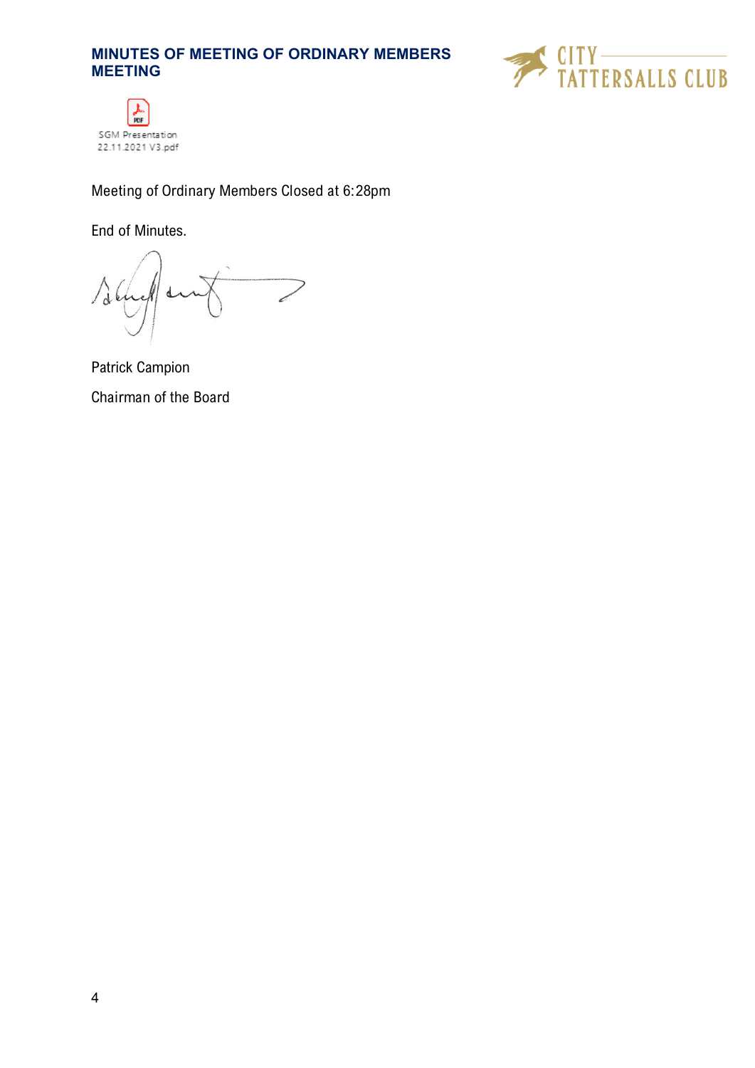SGM Presentation 22.11.2021 V3.pdf

Meeting of Ordinary Members Closed at 6:28pm

End of Minutes.

Patrick Campion

Chairman of the Board